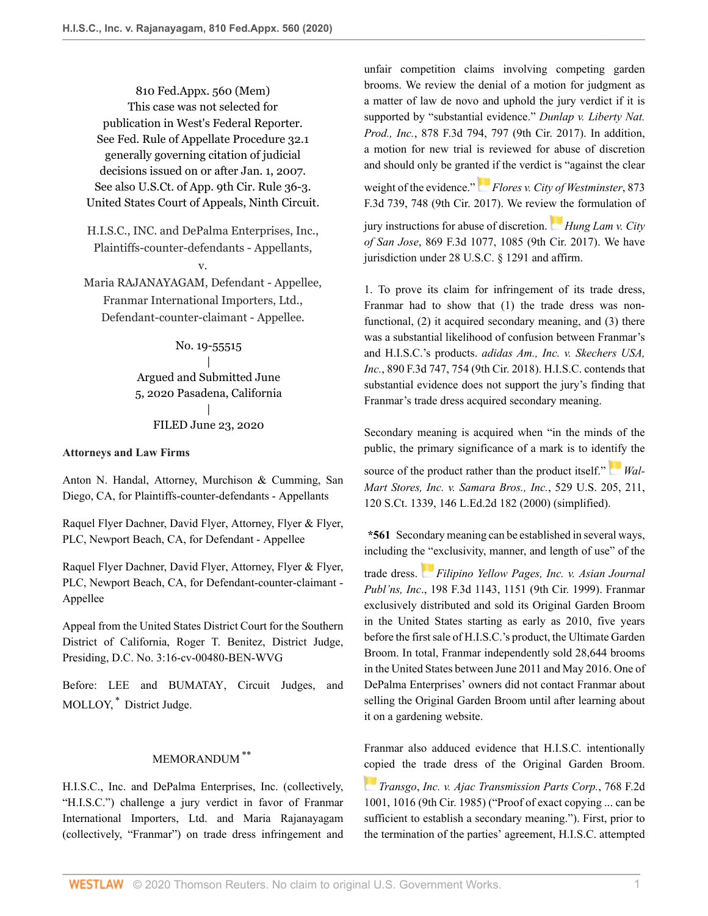810 Fed.Appx. 560 (Mem)
This case was not selected for publication in West's Federal Reporter.
See Fed. Rule of Appellate Procedure 32.1 generally governing citation of judicial decisions issued on or after Jan. 1, 2007.
See also U.S.Ct. of App. 9th Cir. Rule 36-3.
United States Court of Appeals, Ninth Circuit.

H.I.S.C., INC. and DePalma Enterprises, Inc., Plaintiffs-counter-defendants - Appellants,
v.
Maria RAJANAYAGAM, Defendant - Appellee,
Franmar International Importers, Ltd., Defendant-counter-claimant - Appellee.

No. 19-55515
|
Argued and Submitted June 5, 2020 Pasadena, California
|
FILED June 23, 2020

**Attorneys and Law Firms**

Anton N. Handal, Attorney, Murchison & Cumming, San Diego, CA, for Plaintiffs-counter-defendants - Appellants

Raquel Flyer Dachner, David Flyer, Attorney, Flyer & Flyer, PLC, Newport Beach, CA, for Defendant - Appellee

Raquel Flyer Dachner, David Flyer, Attorney, Flyer & Flyer, PLC, Newport Beach, CA, for Defendant-counter-claimant - Appellee

Appeal from the United States District Court for the Southern District of California, Roger T. Benitez, District Judge, Presiding, D.C. No. 3:16-cv-00480-BEN-WVG

Before: LEE and BUMATAY, Circuit Judges, and MOLLOY, [*] District Judge.

MEMORANDUM [**]

H.I.S.C., Inc. and DePalma Enterprises, Inc. (collectively, "H.I.S.C.") challenge a jury verdict in favor of Franmar International Importers, Ltd. and Maria Rajanayagam (collectively, "Franmar") on trade dress infringement and unfair competition claims involving competing garden brooms. We review the denial of a motion for judgment as a matter of law de novo and uphold the jury verdict if it is supported by "substantial evidence." *Dunlap v. Liberty Nat. Prod., Inc.*, 878 F.3d 794, 797 (9th Cir. 2017). In addition, a motion for new trial is reviewed for abuse of discretion and should only be granted if the verdict is "against the clear weight of the evidence." *Flores v. City of Westminster*, 873 F.3d 739, 748 (9th Cir. 2017). We review the formulation of jury instructions for abuse of discretion. *Hung Lam v. City of San Jose*, 869 F.3d 1077, 1085 (9th Cir. 2017). We have jurisdiction under 28 U.S.C. § 1291 and affirm.

1. To prove its claim for infringement of its trade dress, Franmar had to show that (1) the trade dress was non-functional, (2) it acquired secondary meaning, and (3) there was a substantial likelihood of confusion between Franmar's and H.I.S.C.'s products. *adidas Am., Inc. v. Skechers USA, Inc.*, 890 F.3d 747, 754 (9th Cir. 2018). H.I.S.C. contends that substantial evidence does not support the jury's finding that Franmar's trade dress acquired secondary meaning.

Secondary meaning is acquired when "in the minds of the public, the primary significance of a mark is to identify the source of the product rather than the product itself." *Wal-Mart Stores, Inc. v. Samara Bros., Inc.*, 529 U.S. 205, 211, 120 S.Ct. 1339, 146 L.Ed.2d 182 (2000) (simplified).

**\*561** Secondary meaning can be established in several ways, including the "exclusivity, manner, and length of use" of the trade dress. *Filipino Yellow Pages, Inc. v. Asian Journal Publ'ns, Inc.*, 198 F.3d 1143, 1151 (9th Cir. 1999). Franmar exclusively distributed and sold its Original Garden Broom in the United States starting as early as 2010, five years before the first sale of H.I.S.C.'s product, the Ultimate Garden Broom. In total, Franmar independently sold 28,644 brooms in the United States between June 2011 and May 2016. One of DePalma Enterprises' owners did not contact Franmar about selling the Original Garden Broom until after learning about it on a gardening website.

Franmar also adduced evidence that H.I.S.C. intentionally copied the trade dress of the Original Garden Broom. *Transgo, Inc. v. Ajac Transmission Parts Corp.*, 768 F.2d 1001, 1016 (9th Cir. 1985) ("Proof of exact copying ... can be sufficient to establish a secondary meaning."). First, prior to the termination of the parties' agreement, H.I.S.C. attempted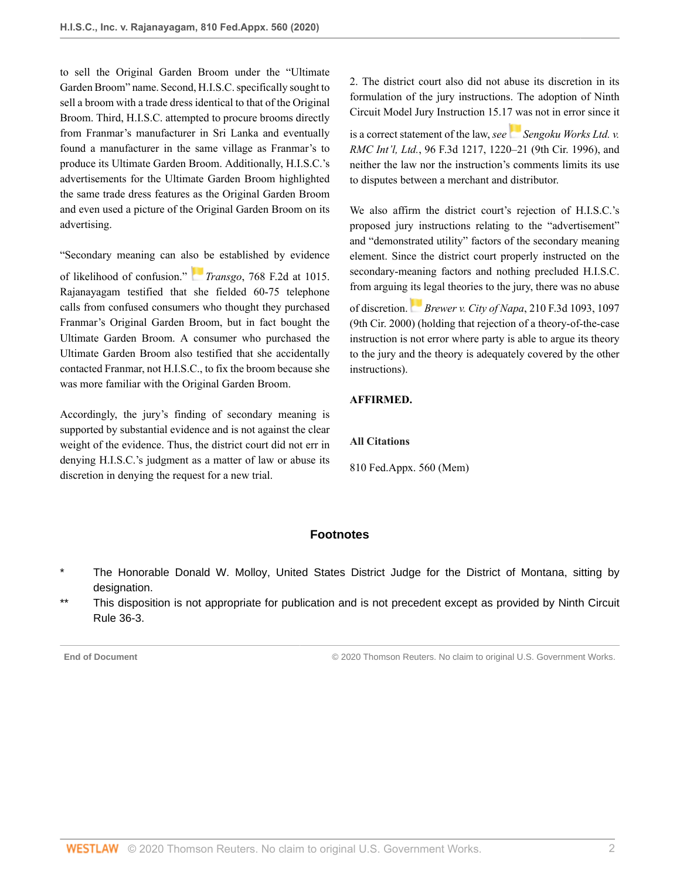to sell the Original Garden Broom under the "Ultimate Garden Broom" name. Second, H.I.S.C. specifically sought to sell a broom with a trade dress identical to that of the Original Broom. Third, H.I.S.C. attempted to procure brooms directly from Franmar's manufacturer in Sri Lanka and eventually found a manufacturer in the same village as Franmar's to produce its Ultimate Garden Broom. Additionally, H.I.S.C.'s advertisements for the Ultimate Garden Broom highlighted the same trade dress features as the Original Garden Broom and even used a picture of the Original Garden Broom on its advertising.

"Secondary meaning can also be established by evidence of likelihood of confusion." *Transgo*, 768 F.2d at 1015. Rajanayagam testified that she fielded 60-75 telephone calls from confused consumers who thought they purchased Franmar's Original Garden Broom, but in fact bought the Ultimate Garden Broom. A consumer who purchased the Ultimate Garden Broom also testified that she accidentally contacted Franmar, not H.I.S.C., to fix the broom because she was more familiar with the Original Garden Broom.

Accordingly, the jury's finding of secondary meaning is supported by substantial evidence and is not against the clear weight of the evidence. Thus, the district court did not err in denying H.I.S.C.'s judgment as a matter of law or abuse its discretion in denying the request for a new trial.

2. The district court also did not abuse its discretion in its formulation of the jury instructions. The adoption of Ninth Circuit Model Jury Instruction 15.17 was not in error since it is a correct statement of the law, *see* *Sengoku Works Ltd. v. RMC Int'l, Ltd.*, 96 F.3d 1217, 1220–21 (9th Cir. 1996), and neither the law nor the instruction's comments limits its use to disputes between a merchant and distributor.

We also affirm the district court's rejection of H.I.S.C.'s proposed jury instructions relating to the "advertisement" and "demonstrated utility" factors of the secondary meaning element. Since the district court properly instructed on the secondary-meaning factors and nothing precluded H.I.S.C. from arguing its legal theories to the jury, there was no abuse of discretion. *Brewer v. City of Napa*, 210 F.3d 1093, 1097 (9th Cir. 2000) (holding that rejection of a theory-of-the-case instruction is not error where party is able to argue its theory to the jury and the theory is adequately covered by the other instructions).

**AFFIRMED.**

**All Citations**

810 Fed.Appx. 560 (Mem)

## Footnotes

\* The Honorable Donald W. Molloy, United States District Judge for the District of Montana, sitting by designation.

\*\* This disposition is not appropriate for publication and is not precedent except as provided by Ninth Circuit Rule 36-3.

End of Document © 2020 Thomson Reuters. No claim to original U.S. Government Works.